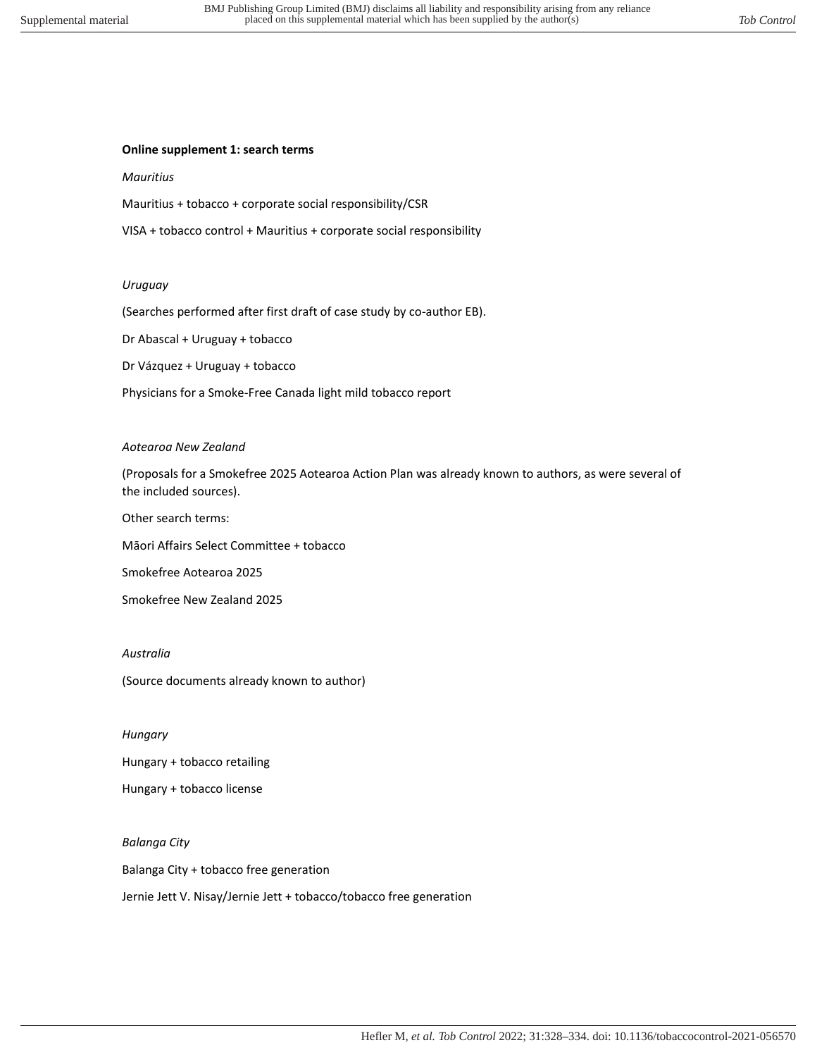**Online supplement 1: search terms**

*Mauritius*

Mauritius + tobacco + corporate social responsibility/CSR

VISA + tobacco control + Mauritius + corporate social responsibility

*Uruguay*

(Searches performed after first draft of case study by co-author EB).

Dr Abascal + Uruguay + tobacco

Dr Vázquez + Uruguay + tobacco

Physicians for a Smoke-Free Canada light mild tobacco report

*Aotearoa New Zealand*

(Proposals for a Smokefree 2025 Aotearoa Action Plan was already known to authors, as were several of the included sources).

Other search terms:

Māori Affairs Select Committee + tobacco

Smokefree Aotearoa 2025

Smokefree New Zealand 2025

*Australia*

(Source documents already known to author)

*Hungary*

Hungary + tobacco retailing

Hungary + tobacco license

*Balanga City*

Balanga City + tobacco free generation

Jernie Jett V. Nisay/Jernie Jett + tobacco/tobacco free generation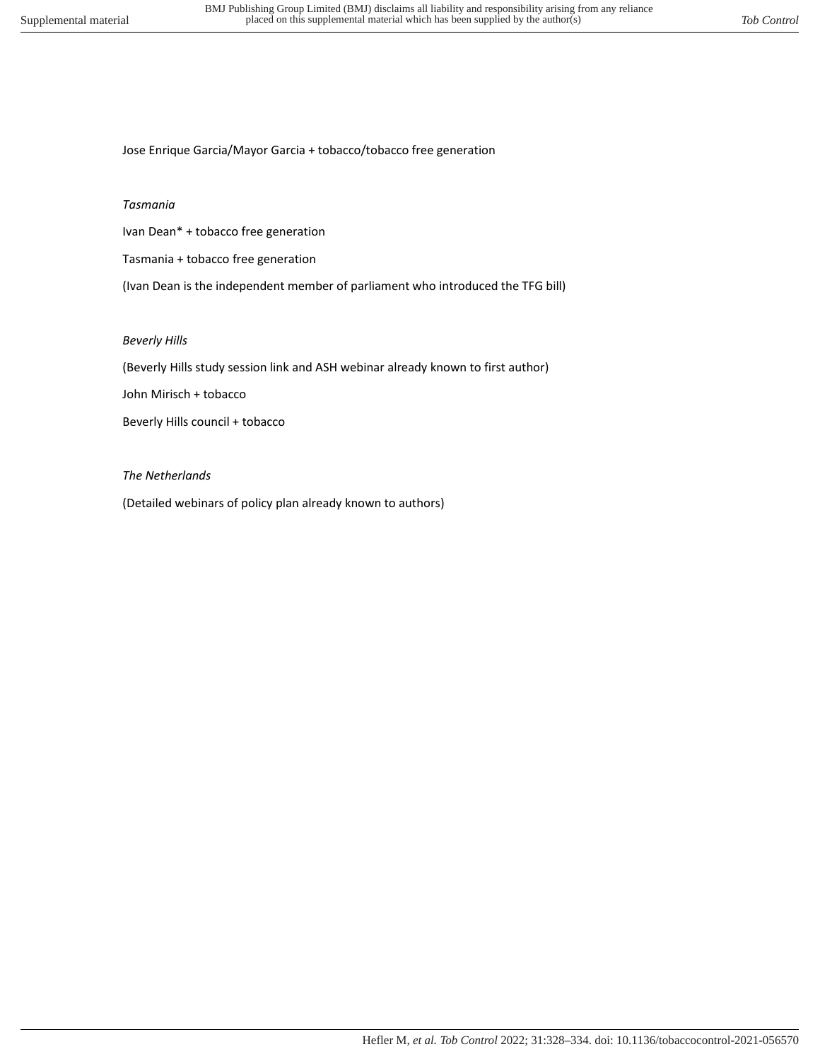Jose Enrique Garcia/Mayor Garcia + tobacco/tobacco free generation

*Tasmania*

Ivan Dean* + tobacco free generation

Tasmania + tobacco free generation

(Ivan Dean is the independent member of parliament who introduced the TFG bill)

*Beverly Hills*

(Beverly Hills study session link and ASH webinar already known to first author)

John Mirisch + tobacco

Beverly Hills council + tobacco

*The Netherlands*

(Detailed webinars of policy plan already known to authors)